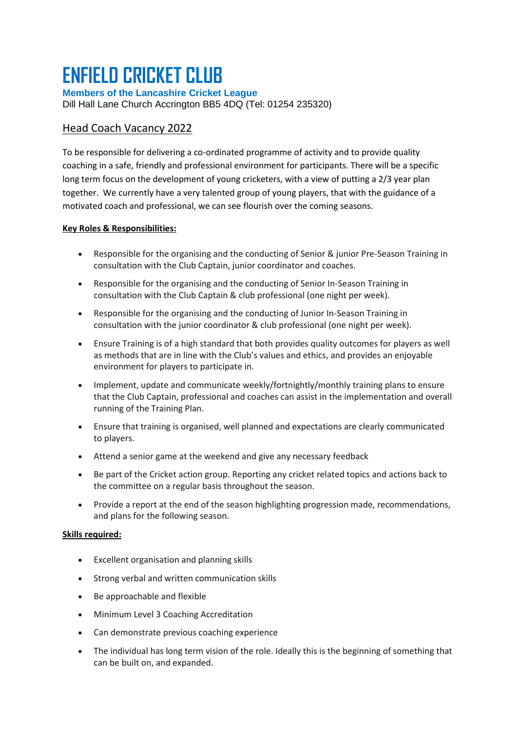# ENFIELD CRICKET CLUB

**Members of the Lancashire Cricket League**

Dill Hall Lane Church Accrington BB5 4DQ (Tel: 01254 235320)

## Head Coach Vacancy 2022

To be responsible for delivering a co-ordinated programme of activity and to provide quality coaching in a safe, friendly and professional environment for participants. There will be a specific long term focus on the development of young cricketers, with a view of putting a 2/3 year plan together. We currently have a very talented group of young players, that with the guidance of a motivated coach and professional, we can see flourish over the coming seasons.

**Key Roles & Responsibilities:**

- Responsible for the organising and the conducting of Senior & junior Pre-Season Training in consultation with the Club Captain, junior coordinator and coaches.
- Responsible for the organising and the conducting of Senior In-Season Training in consultation with the Club Captain & club professional (one night per week).
- Responsible for the organising and the conducting of Junior In-Season Training in consultation with the junior coordinator & club professional (one night per week).
- Ensure Training is of a high standard that both provides quality outcomes for players as well as methods that are in line with the Club's values and ethics, and provides an enjoyable environment for players to participate in.
- Implement, update and communicate weekly/fortnightly/monthly training plans to ensure that the Club Captain, professional and coaches can assist in the implementation and overall running of the Training Plan.
- Ensure that training is organised, well planned and expectations are clearly communicated to players.
- Attend a senior game at the weekend and give any necessary feedback
- Be part of the Cricket action group. Reporting any cricket related topics and actions back to the committee on a regular basis throughout the season.
- Provide a report at the end of the season highlighting progression made, recommendations, and plans for the following season.

**Skills required:**

- Excellent organisation and planning skills
- Strong verbal and written communication skills
- Be approachable and flexible
- Minimum Level 3 Coaching Accreditation
- Can demonstrate previous coaching experience
- The individual has long term vision of the role. Ideally this is the beginning of something that can be built on, and expanded.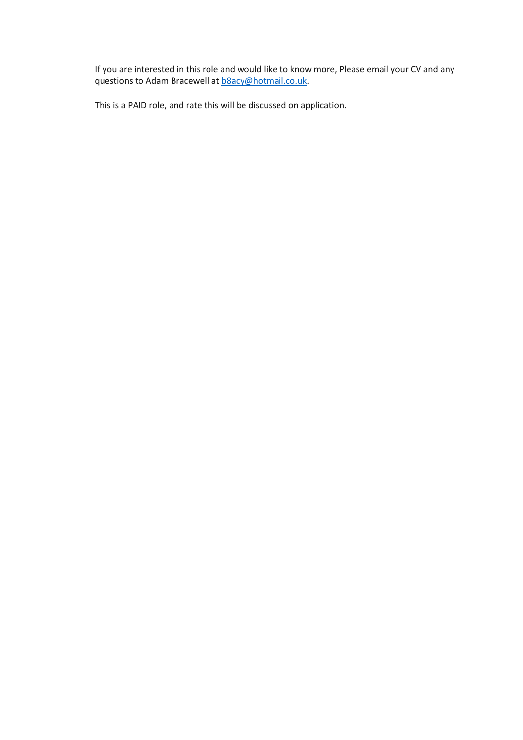If you are interested in this role and would like to know more, Please email your CV and any questions to Adam Bracewell at [b8acy@hotmail.co.uk](mailto:b8acy@hotmail.co.uk).

This is a PAID role, and rate this will be discussed on application.